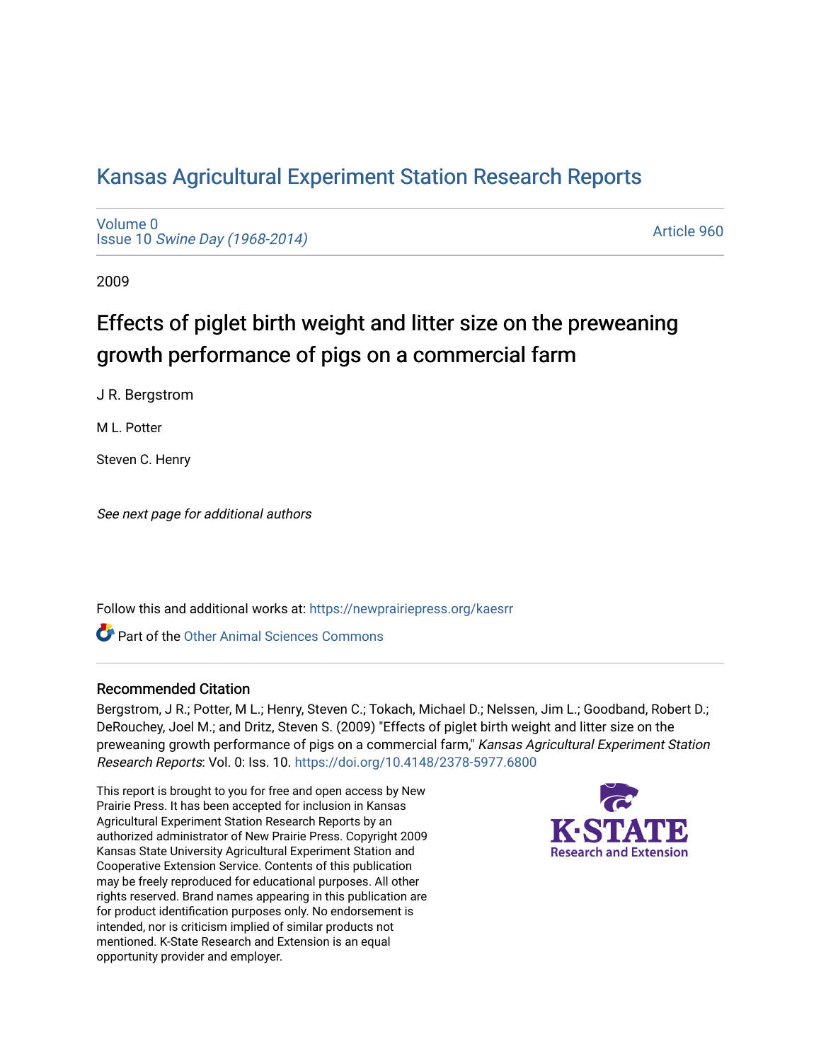# Kansas Agricultural Experiment Station Research Reports

Volume 0
Issue 10 *Swine Day (1968-2014)*

Article 960

2009

## Effects of piglet birth weight and litter size on the preweaning growth performance of pigs on a commercial farm

J R. Bergstrom

M L. Potter

Steven C. Henry

*See next page for additional authors*

Follow this and additional works at: https://newprairiepress.org/kaesrr

Part of the Other Animal Sciences Commons

### Recommended Citation

Bergstrom, J R.; Potter, M L.; Henry, Steven C.; Tokach, Michael D.; Nelssen, Jim L.; Goodband, Robert D.; DeRouchey, Joel M.; and Dritz, Steven S. (2009) "Effects of piglet birth weight and litter size on the preweaning growth performance of pigs on a commercial farm," *Kansas Agricultural Experiment Station Research Reports*: Vol. 0: Iss. 10. https://doi.org/10.4148/2378-5977.6800

This report is brought to you for free and open access by New Prairie Press. It has been accepted for inclusion in Kansas Agricultural Experiment Station Research Reports by an authorized administrator of New Prairie Press. Copyright 2009 Kansas State University Agricultural Experiment Station and Cooperative Extension Service. Contents of this publication may be freely reproduced for educational purposes. All other rights reserved. Brand names appearing in this publication are for product identification purposes only. No endorsement is intended, nor is criticism implied of similar products not mentioned. K-State Research and Extension is an equal opportunity provider and employer.

K-STATE Research and Extension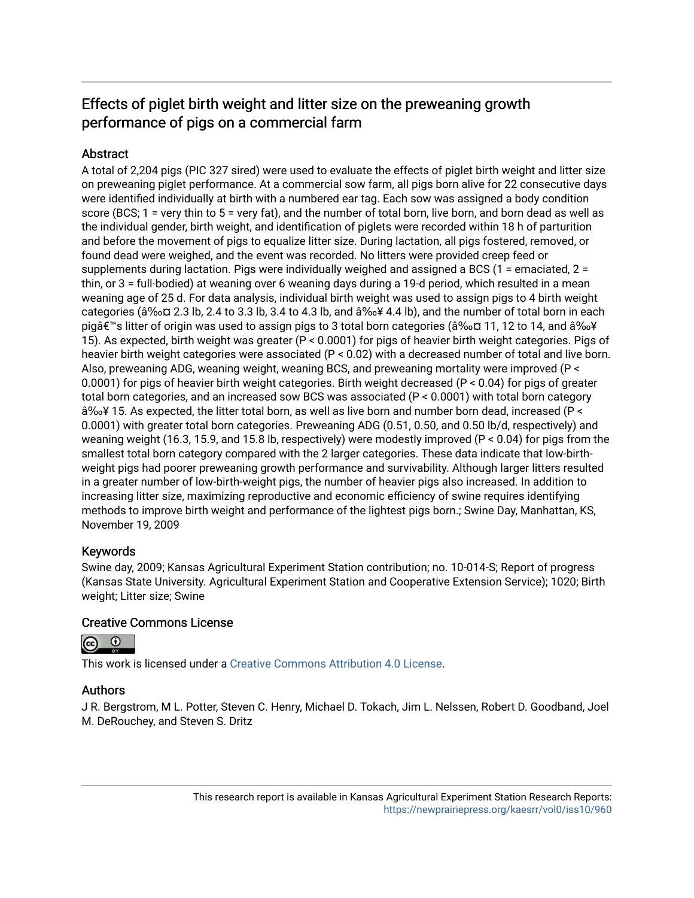# Effects of piglet birth weight and litter size on the preweaning growth performance of pigs on a commercial farm

## Abstract

A total of 2,204 pigs (PIC 327 sired) were used to evaluate the effects of piglet birth weight and litter size on preweaning piglet performance. At a commercial sow farm, all pigs born alive for 22 consecutive days were identified individually at birth with a numbered ear tag. Each sow was assigned a body condition score (BCS; 1 = very thin to 5 = very fat), and the number of total born, live born, and born dead as well as the individual gender, birth weight, and identification of piglets were recorded within 18 h of parturition and before the movement of pigs to equalize litter size. During lactation, all pigs fostered, removed, or found dead were weighed, and the event was recorded. No litters were provided creep feed or supplements during lactation. Pigs were individually weighed and assigned a BCS (1 = emaciated, 2 = thin, or 3 = full-bodied) at weaning over 6 weaning days during a 19-d period, which resulted in a mean weaning age of 25 d. For data analysis, individual birth weight was used to assign pigs to 4 birth weight categories (â‰¤ 2.3 lb, 2.4 to 3.3 lb, 3.4 to 4.3 lb, and â‰¥ 4.4 lb), and the number of total born in each pigâ€™s litter of origin was used to assign pigs to 3 total born categories (â‰¤ 11, 12 to 14, and â‰¥ 15). As expected, birth weight was greater ($P < 0.0001$) for pigs of heavier birth weight categories. Pigs of heavier birth weight categories were associated ($P < 0.02$) with a decreased number of total and live born. Also, preweaning ADG, weaning weight, weaning BCS, and preweaning mortality were improved ($P < 0.0001$) for pigs of heavier birth weight categories. Birth weight decreased ($P < 0.04$) for pigs of greater total born categories, and an increased sow BCS was associated ($P < 0.0001$) with total born category â‰¥ 15. As expected, the litter total born, as well as live born and number born dead, increased ($P < 0.0001$) with greater total born categories. Preweaning ADG (0.51, 0.50, and 0.50 lb/d, respectively) and weaning weight (16.3, 15.9, and 15.8 lb, respectively) were modestly improved ($P < 0.04$) for pigs from the smallest total born category compared with the 2 larger categories. These data indicate that low-birth-weight pigs had poorer preweaning growth performance and survivability. Although larger litters resulted in a greater number of low-birth-weight pigs, the number of heavier pigs also increased. In addition to increasing litter size, maximizing reproductive and economic efficiency of swine requires identifying methods to improve birth weight and performance of the lightest pigs born.; Swine Day, Manhattan, KS, November 19, 2009

## Keywords

Swine day, 2009; Kansas Agricultural Experiment Station contribution; no. 10-014-S; Report of progress (Kansas State University. Agricultural Experiment Station and Cooperative Extension Service); 1020; Birth weight; Litter size; Swine

## Creative Commons License

This work is licensed under a Creative Commons Attribution 4.0 License.

## Authors

J R. Bergstrom, M L. Potter, Steven C. Henry, Michael D. Tokach, Jim L. Nelssen, Robert D. Goodband, Joel M. DeRouchey, and Steven S. Dritz

This research report is available in Kansas Agricultural Experiment Station Research Reports: https://newprairiepress.org/kaesrr/vol0/iss10/960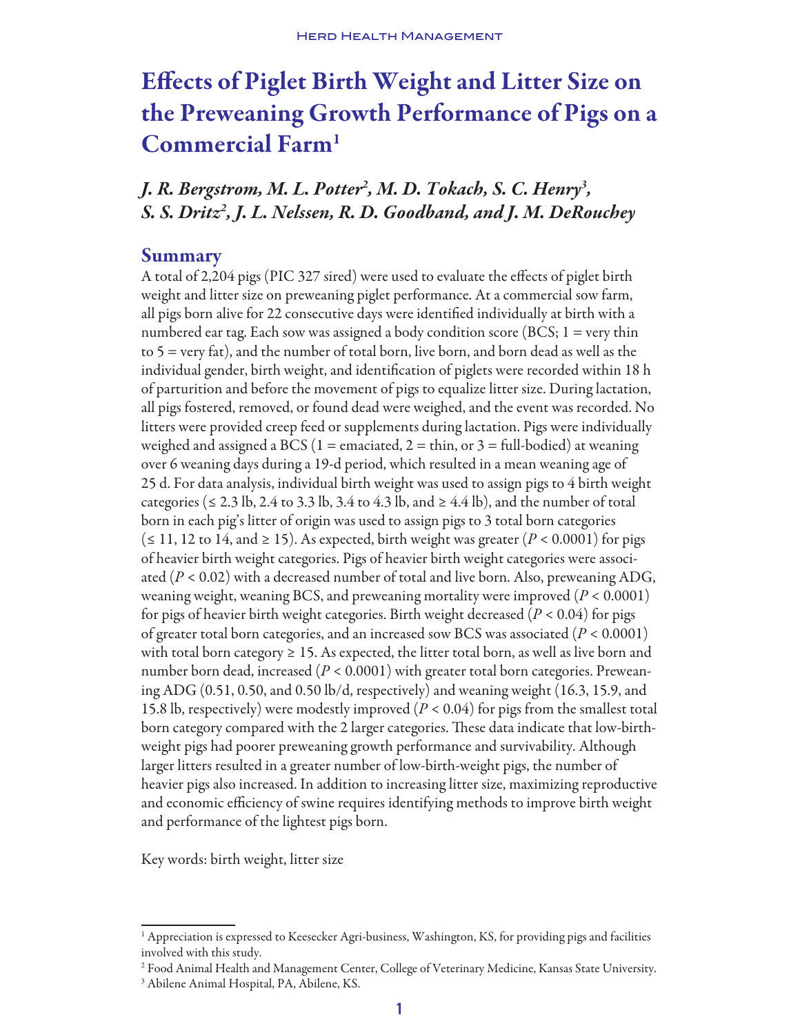# Effects of Piglet Birth Weight and Litter Size on the Preweaning Growth Performance of Pigs on a Commercial Farm[1]

## *J. R. Bergstrom, M. L. Potter[2], M. D. Tokach, S. C. Henry[3], S. S. Dritz[2], J. L. Nelssen, R. D. Goodband, and J. M. DeRouchey*

## Summary

A total of 2,204 pigs (PIC 327 sired) were used to evaluate the effects of piglet birth weight and litter size on preweaning piglet performance. At a commercial sow farm, all pigs born alive for 22 consecutive days were identified individually at birth with a numbered ear tag. Each sow was assigned a body condition score (BCS; 1 = very thin to 5 = very fat), and the number of total born, live born, and born dead as well as the individual gender, birth weight, and identification of piglets were recorded within 18 h of parturition and before the movement of pigs to equalize litter size. During lactation, all pigs fostered, removed, or found dead were weighed, and the event was recorded. No litters were provided creep feed or supplements during lactation. Pigs were individually weighed and assigned a BCS (1 = emaciated, 2 = thin, or 3 = full-bodied) at weaning over 6 weaning days during a 19-d period, which resulted in a mean weaning age of 25 d. For data analysis, individual birth weight was used to assign pigs to 4 birth weight categories (≤ 2.3 lb, 2.4 to 3.3 lb, 3.4 to 4.3 lb, and ≥ 4.4 lb), and the number of total born in each pig's litter of origin was used to assign pigs to 3 total born categories (≤ 11, 12 to 14, and ≥ 15). As expected, birth weight was greater ($P < 0.0001$) for pigs of heavier birth weight categories. Pigs of heavier birth weight categories were associated ($P < 0.02$) with a decreased number of total and live born. Also, preweaning ADG, weaning weight, weaning BCS, and preweaning mortality were improved ($P < 0.0001$) for pigs of heavier birth weight categories. Birth weight decreased ($P < 0.04$) for pigs of greater total born categories, and an increased sow BCS was associated ($P < 0.0001$) with total born category ≥ 15. As expected, the litter total born, as well as live born and number born dead, increased ($P < 0.0001$) with greater total born categories. Preweaning ADG (0.51, 0.50, and 0.50 lb/d, respectively) and weaning weight (16.3, 15.9, and 15.8 lb, respectively) were modestly improved ($P < 0.04$) for pigs from the smallest total born category compared with the 2 larger categories. These data indicate that low-birth-weight pigs had poorer preweaning growth performance and survivability. Although larger litters resulted in a greater number of low-birth-weight pigs, the number of heavier pigs also increased. In addition to increasing litter size, maximizing reproductive and economic efficiency of swine requires identifying methods to improve birth weight and performance of the lightest pigs born.

Key words: birth weight, litter size

---

[1] Appreciation is expressed to Keesecker Agri-business, Washington, KS, for providing pigs and facilities involved with this study.

[2] Food Animal Health and Management Center, College of Veterinary Medicine, Kansas State University.

[3] Abilene Animal Hospital, PA, Abilene, KS.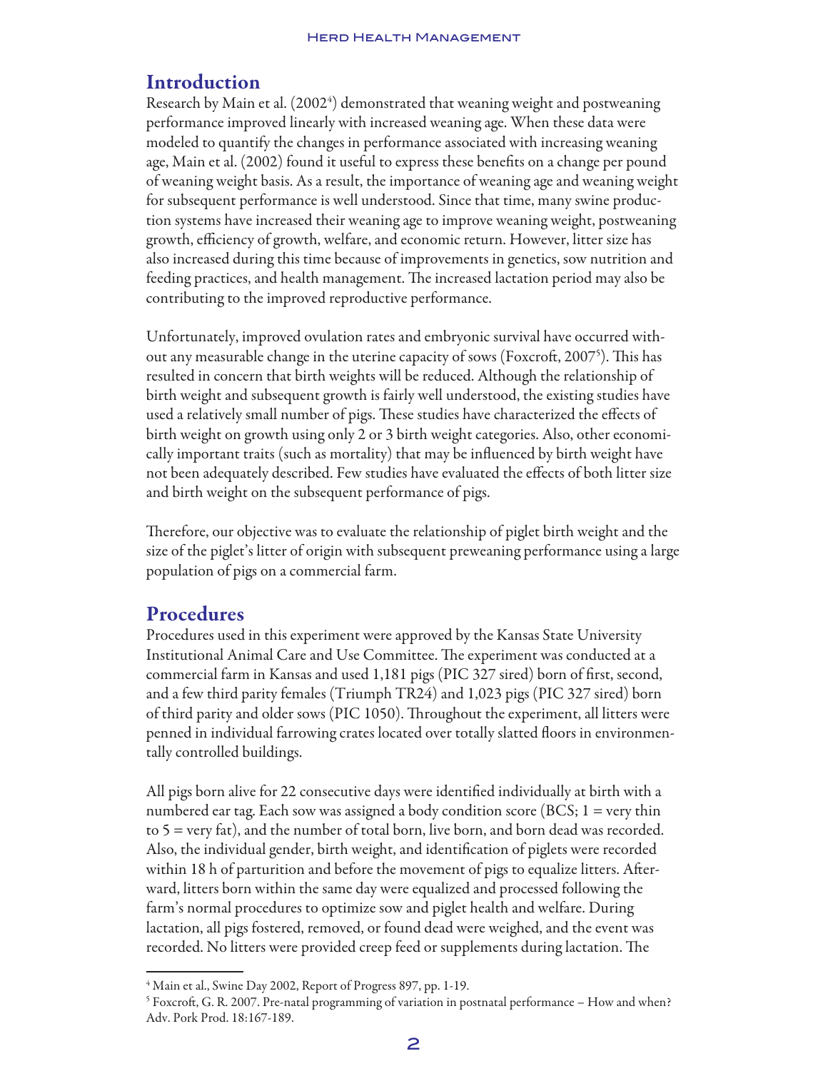## Introduction

Research by Main et al. (2002[4]) demonstrated that weaning weight and postweaning performance improved linearly with increased weaning age. When these data were modeled to quantify the changes in performance associated with increasing weaning age, Main et al. (2002) found it useful to express these benefits on a change per pound of weaning weight basis. As a result, the importance of weaning age and weaning weight for subsequent performance is well understood. Since that time, many swine production systems have increased their weaning age to improve weaning weight, postweaning growth, efficiency of growth, welfare, and economic return. However, litter size has also increased during this time because of improvements in genetics, sow nutrition and feeding practices, and health management. The increased lactation period may also be contributing to the improved reproductive performance.

Unfortunately, improved ovulation rates and embryonic survival have occurred without any measurable change in the uterine capacity of sows (Foxcroft, 2007[5]). This has resulted in concern that birth weights will be reduced. Although the relationship of birth weight and subsequent growth is fairly well understood, the existing studies have used a relatively small number of pigs. These studies have characterized the effects of birth weight on growth using only 2 or 3 birth weight categories. Also, other economically important traits (such as mortality) that may be influenced by birth weight have not been adequately described. Few studies have evaluated the effects of both litter size and birth weight on the subsequent performance of pigs.

Therefore, our objective was to evaluate the relationship of piglet birth weight and the size of the piglet's litter of origin with subsequent preweaning performance using a large population of pigs on a commercial farm.

## Procedures

Procedures used in this experiment were approved by the Kansas State University Institutional Animal Care and Use Committee. The experiment was conducted at a commercial farm in Kansas and used 1,181 pigs (PIC 327 sired) born of first, second, and a few third parity females (Triumph TR24) and 1,023 pigs (PIC 327 sired) born of third parity and older sows (PIC 1050). Throughout the experiment, all litters were penned in individual farrowing crates located over totally slatted floors in environmentally controlled buildings.

All pigs born alive for 22 consecutive days were identified individually at birth with a numbered ear tag. Each sow was assigned a body condition score (BCS; 1 = very thin to 5 = very fat), and the number of total born, live born, and born dead was recorded. Also, the individual gender, birth weight, and identification of piglets were recorded within 18 h of parturition and before the movement of pigs to equalize litters. Afterward, litters born within the same day were equalized and processed following the farm's normal procedures to optimize sow and piglet health and welfare. During lactation, all pigs fostered, removed, or found dead were weighed, and the event was recorded. No litters were provided creep feed or supplements during lactation. The

---

[4] Main et al., Swine Day 2002, Report of Progress 897, pp. 1-19.

[5] Foxcroft, G. R. 2007. Pre-natal programming of variation in postnatal performance – How and when? Adv. Pork Prod. 18:167-189.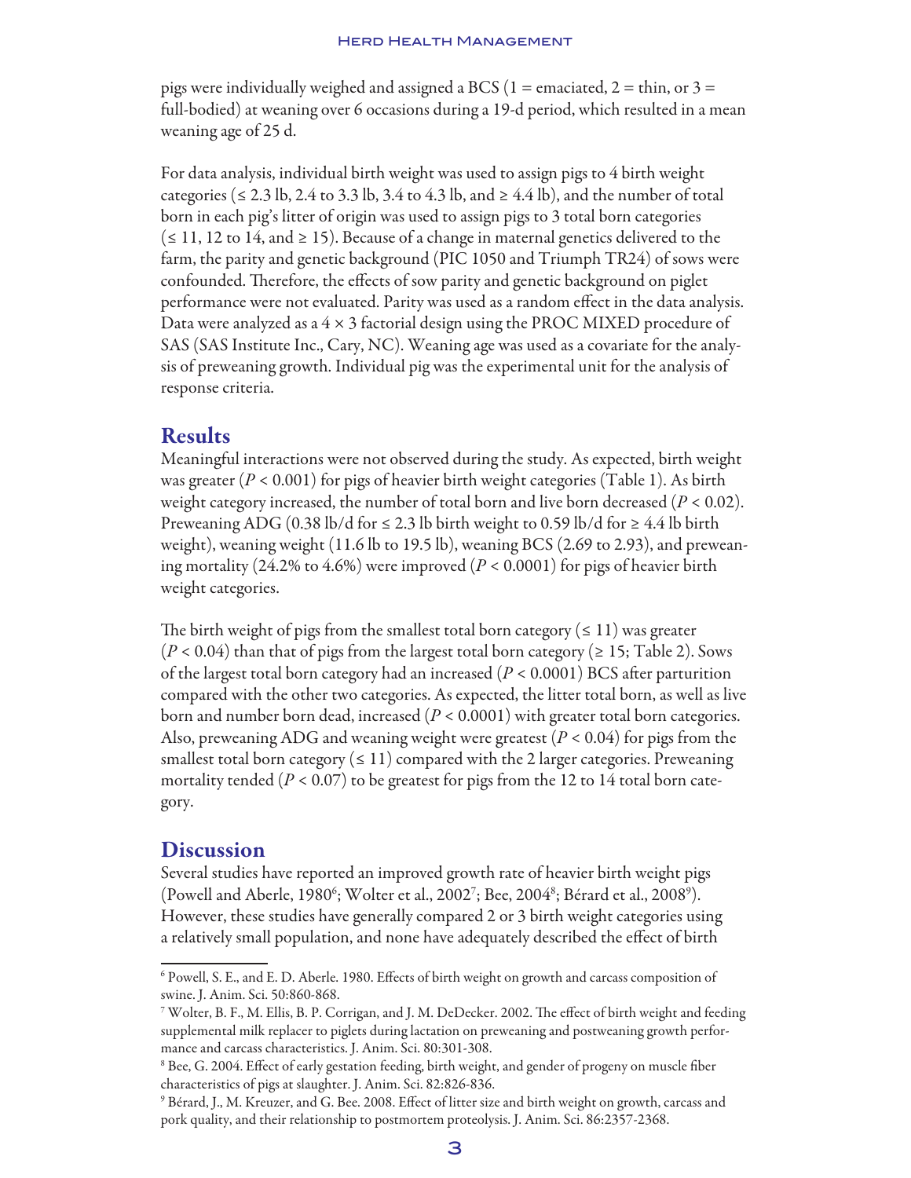pigs were individually weighed and assigned a BCS (1 = emaciated, 2 = thin, or 3 = full-bodied) at weaning over 6 occasions during a 19-d period, which resulted in a mean weaning age of 25 d.

For data analysis, individual birth weight was used to assign pigs to 4 birth weight categories (≤ 2.3 lb, 2.4 to 3.3 lb, 3.4 to 4.3 lb, and ≥ 4.4 lb), and the number of total born in each pig's litter of origin was used to assign pigs to 3 total born categories (≤ 11, 12 to 14, and ≥ 15). Because of a change in maternal genetics delivered to the farm, the parity and genetic background (PIC 1050 and Triumph TR24) of sows were confounded. Therefore, the effects of sow parity and genetic background on piglet performance were not evaluated. Parity was used as a random effect in the data analysis. Data were analyzed as a 4 × 3 factorial design using the PROC MIXED procedure of SAS (SAS Institute Inc., Cary, NC). Weaning age was used as a covariate for the analysis of preweaning growth. Individual pig was the experimental unit for the analysis of response criteria.

## Results

Meaningful interactions were not observed during the study. As expected, birth weight was greater ($P < 0.001$) for pigs of heavier birth weight categories (Table 1). As birth weight category increased, the number of total born and live born decreased ($P < 0.02$). Preweaning ADG (0.38 lb/d for ≤ 2.3 lb birth weight to 0.59 lb/d for ≥ 4.4 lb birth weight), weaning weight (11.6 lb to 19.5 lb), weaning BCS (2.69 to 2.93), and preweaning mortality (24.2% to 4.6%) were improved ($P < 0.0001$) for pigs of heavier birth weight categories.

The birth weight of pigs from the smallest total born category (≤ 11) was greater ($P < 0.04$) than that of pigs from the largest total born category (≥ 15; Table 2). Sows of the largest total born category had an increased ($P < 0.0001$) BCS after parturition compared with the other two categories. As expected, the litter total born, as well as live born and number born dead, increased ($P < 0.0001$) with greater total born categories. Also, preweaning ADG and weaning weight were greatest ($P < 0.04$) for pigs from the smallest total born category (≤ 11) compared with the 2 larger categories. Preweaning mortality tended ($P < 0.07$) to be greatest for pigs from the 12 to 14 total born category.

## Discussion

Several studies have reported an improved growth rate of heavier birth weight pigs (Powell and Aberle, 1980[6]; Wolter et al., 2002[7]; Bee, 2004[8]; Bérard et al., 2008[9]). However, these studies have generally compared 2 or 3 birth weight categories using a relatively small population, and none have adequately described the effect of birth

---

[6] Powell, S. E., and E. D. Aberle. 1980. Effects of birth weight on growth and carcass composition of swine. J. Anim. Sci. 50:860-868.

[7] Wolter, B. F., M. Ellis, B. P. Corrigan, and J. M. DeDecker. 2002. The effect of birth weight and feeding supplemental milk replacer to piglets during lactation on preweaning and postweaning growth performance and carcass characteristics. J. Anim. Sci. 80:301-308.

[8] Bee, G. 2004. Effect of early gestation feeding, birth weight, and gender of progeny on muscle fiber characteristics of pigs at slaughter. J. Anim. Sci. 82:826-836.

[9] Bérard, J., M. Kreuzer, and G. Bee. 2008. Effect of litter size and birth weight on growth, carcass and pork quality, and their relationship to postmortem proteolysis. J. Anim. Sci. 86:2357-2368.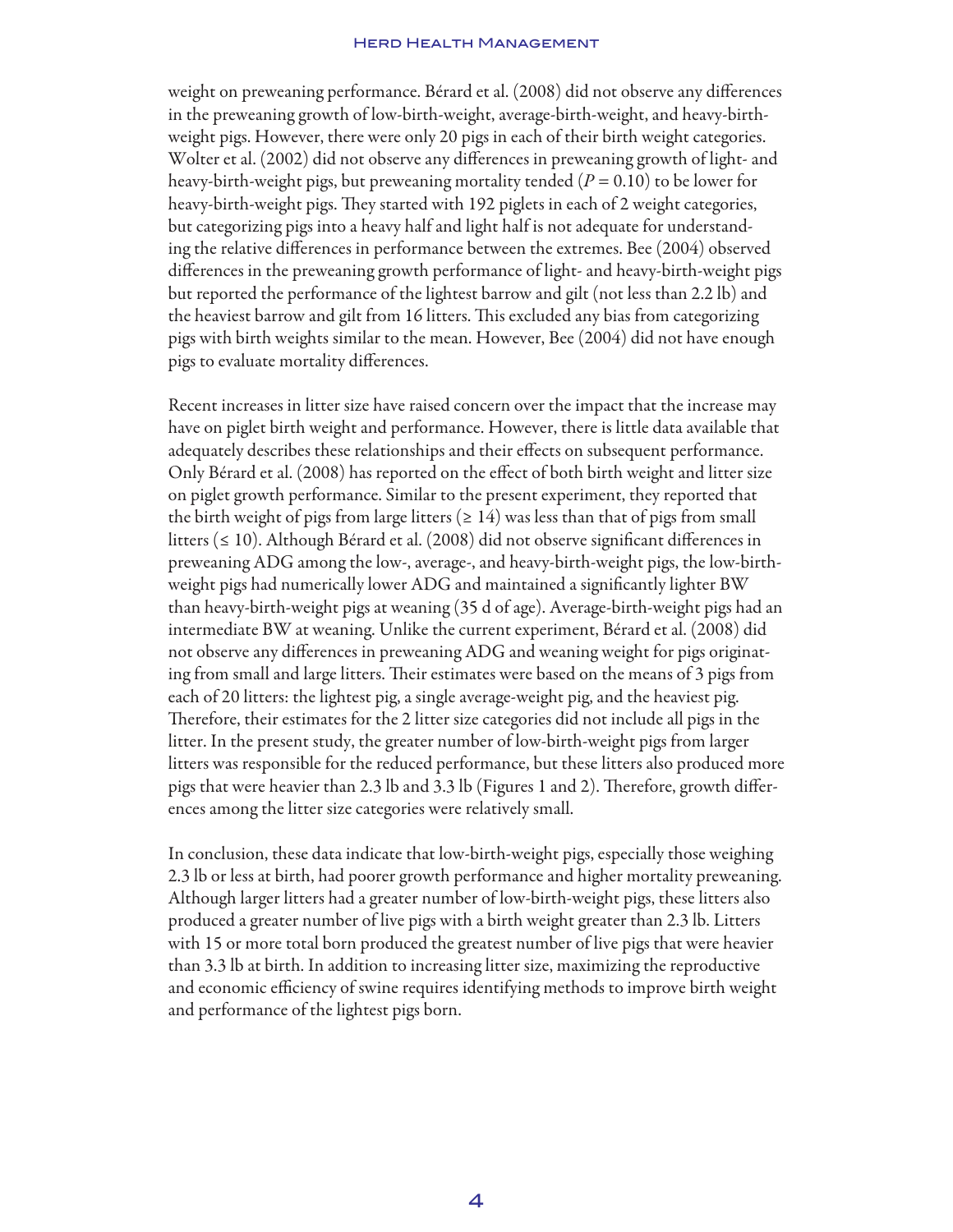weight on preweaning performance. Bérard et al. (2008) did not observe any differences in the preweaning growth of low-birth-weight, average-birth-weight, and heavy-birth-weight pigs. However, there were only 20 pigs in each of their birth weight categories. Wolter et al. (2002) did not observe any differences in preweaning growth of light- and heavy-birth-weight pigs, but preweaning mortality tended ($P = 0.10$) to be lower for heavy-birth-weight pigs. They started with 192 piglets in each of 2 weight categories, but categorizing pigs into a heavy half and light half is not adequate for understanding the relative differences in performance between the extremes. Bee (2004) observed differences in the preweaning growth performance of light- and heavy-birth-weight pigs but reported the performance of the lightest barrow and gilt (not less than 2.2 lb) and the heaviest barrow and gilt from 16 litters. This excluded any bias from categorizing pigs with birth weights similar to the mean. However, Bee (2004) did not have enough pigs to evaluate mortality differences.

Recent increases in litter size have raised concern over the impact that the increase may have on piglet birth weight and performance. However, there is little data available that adequately describes these relationships and their effects on subsequent performance. Only Bérard et al. (2008) has reported on the effect of both birth weight and litter size on piglet growth performance. Similar to the present experiment, they reported that the birth weight of pigs from large litters (≥ 14) was less than that of pigs from small litters (≤ 10). Although Bérard et al. (2008) did not observe significant differences in preweaning ADG among the low-, average-, and heavy-birth-weight pigs, the low-birth-weight pigs had numerically lower ADG and maintained a significantly lighter BW than heavy-birth-weight pigs at weaning (35 d of age). Average-birth-weight pigs had an intermediate BW at weaning. Unlike the current experiment, Bérard et al. (2008) did not observe any differences in preweaning ADG and weaning weight for pigs originating from small and large litters. Their estimates were based on the means of 3 pigs from each of 20 litters: the lightest pig, a single average-weight pig, and the heaviest pig. Therefore, their estimates for the 2 litter size categories did not include all pigs in the litter. In the present study, the greater number of low-birth-weight pigs from larger litters was responsible for the reduced performance, but these litters also produced more pigs that were heavier than 2.3 lb and 3.3 lb (Figures 1 and 2). Therefore, growth differences among the litter size categories were relatively small.

In conclusion, these data indicate that low-birth-weight pigs, especially those weighing 2.3 lb or less at birth, had poorer growth performance and higher mortality preweaning. Although larger litters had a greater number of low-birth-weight pigs, these litters also produced a greater number of live pigs with a birth weight greater than 2.3 lb. Litters with 15 or more total born produced the greatest number of live pigs that were heavier than 3.3 lb at birth. In addition to increasing litter size, maximizing the reproductive and economic efficiency of swine requires identifying methods to improve birth weight and performance of the lightest pigs born.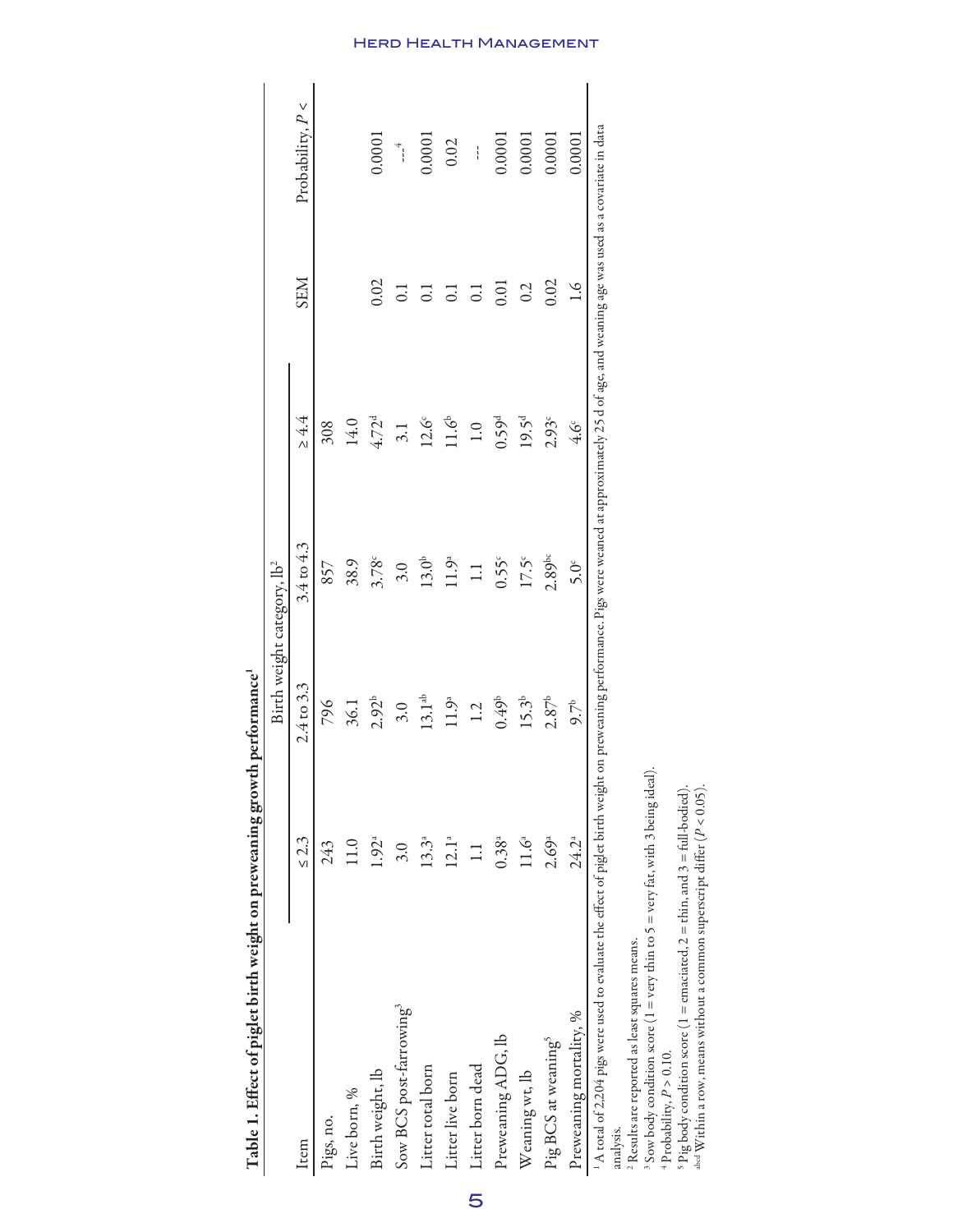**Table 1. Effect of piglet birth weight on preweaning growth performance**[1]

| Item | Birth weight category, lb[2] | | | | SEM | Probability, P < |
|---|---|---|---|---|---|---|
| | ≤ 2.3 | 2.4 to 3.3 | 3.4 to 4.3 | ≥ 4.4 | | |
| Pigs, no. | 243 | 796 | 857 | 308 | | |
| Live born, % | 11.0 | 36.1 | 38.9 | 14.0 | | |
| Birth weight, lb | 1.92[a] | 2.92[b] | 3.78[c] | 4.72[d] | 0.02 | 0.0001 |
| Sow BCS post-farrowing[3] | 3.0 | 3.0 | 3.0 | 3.1 | 0.1 | ---[4] |
| Litter total born | 13.3[a] | 13.1[ab] | 13.0[b] | 12.6[c] | 0.1 | 0.0001 |
| Litter live born | 12.1[a] | 11.9[a] | 11.9[a] | 11.6[b] | 0.1 | 0.02 |
| Litter born dead | 1.1 | 1.2 | 1.1 | 1.0 | 0.1 | --- |
| Preweaning ADG, lb | 0.38[a] | 0.49[b] | 0.55[c] | 0.59[d] | 0.01 | 0.0001 |
| Weaning wt, lb | 11.6[a] | 15.3[b] | 17.5[c] | 19.5[d] | 0.2 | 0.0001 |
| Pig BCS at weaning[5] | 2.69[a] | 2.87[b] | 2.89[bc] | 2.93[c] | 0.02 | 0.0001 |
| Preweaning mortality, % | 24.2[a] | 9.7[b] | 5.0[c] | 4.6[c] | 1.6 | 0.0001 |

[1] A total of 2,204 pigs were used to evaluate the effect of piglet birth weight on preweaning performance. Pigs were weaned at approximately 25 d of age, and weaning age was used as a covariate in data analysis.

[2] Results are reported as least squares means.

[3] Sow body condition score (1 = very thin to 5 = very fat, with 3 being ideal).

[4] Probability, $P > 0.10$.

[5] Pig body condition score (1 = emaciated, 2 = thin, and 3 = full-bodied).

[abcd] Within a row, means without a common superscript differ ($P < 0.05$).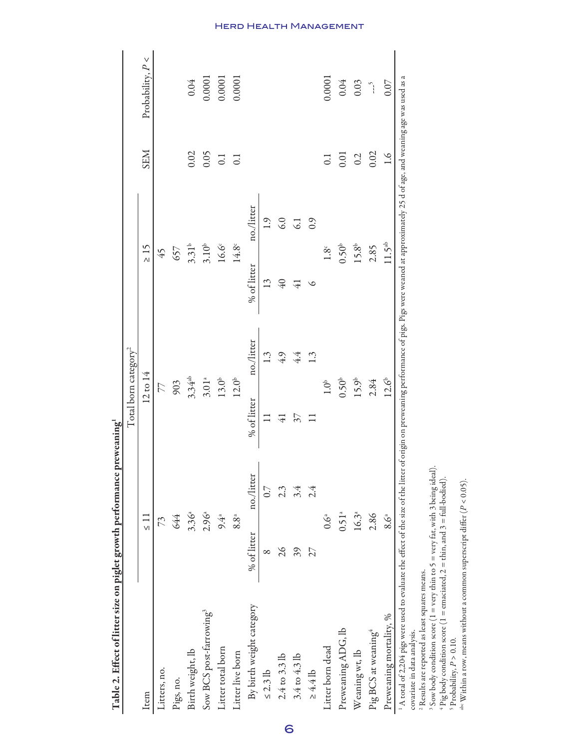**Table 2. Effect of litter size on piglet growth performance preweaning[1]**

| Item | Total born category[2] | | | | | | SEM | Probability, $P <$ |
|---|---|---|---|---|---|---|---|---|
| | ≤ 11 | | 12 to 14 | | ≥ 15 | | | |
| Litters, no. | 73 | | 77 | | 45 | | | |
| Pigs, no. | 644 | | 903 | | 657 | | | |
| Birth weight, lb | 3.36[a] | | 3.34[ab] | | 3.31[b] | | 0.02 | 0.04 |
| Sow BCS post-farrowing[3] | 2.96[a] | | 3.01[a] | | 3.10[b] | | 0.05 | 0.0001 |
| Litter total born | 9.4[a] | | 13.0[b] | | 16.6[c] | | 0.1 | 0.0001 |
| Litter live born | 8.8[a] | | 12.0[b] | | 14.8[c] | | 0.1 | 0.0001 |
| By birth weight category | % of litter | no./litter | % of litter | no./litter | % of litter | no./litter | | |
| ≤ 2.3 lb | 8 | 0.7 | 11 | 1.3 | 13 | 1.9 | | |
| 2.4 to 3.3 lb | 26 | 2.3 | 41 | 4.9 | 40 | 6.0 | | |
| 3.4 to 4.3 lb | 39 | 3.4 | 37 | 4.4 | 41 | 6.1 | | |
| ≥ 4.4 lb | 27 | 2.4 | 11 | 1.3 | 6 | 0.9 | | |
| Litter born dead | 0.6[a] | | 1.0[b] | | 1.8[c] | | 0.1 | 0.0001 |
| Preweaning ADG, lb | 0.51[a] | | 0.50[b] | | 0.50[b] | | 0.01 | 0.04 |
| Weaning wt, lb | 16.3[a] | | 15.9[b] | | 15.8[b] | | 0.2 | 0.03 |
| Pig BCS at weaning[4] | 2.86 | | 2.84 | | 2.85 | | 0.02 | —[5] |
| Preweaning mortality, % | 8.6[a] | | 12.6[b] | | 11.5[ab] | | 1.6 | 0.07 |

[1] A total of 2,204 pigs were used to evaluate the effect of the size of the litter of origin on preweaning performance of pigs. Pigs were weaned at approximately 25 d of age, and weaning age was used as a covariate in data analysis.

[2] Results are reported as least squares means.

[3] Sow body condition score (1 = very thin to 5 = very fat, with 3 being ideal).

[4] Pig body condition score (1 = emaciated, 2 = thin, and 3 = full-bodied).

[5] Probability, $P > 0.10$.

[abc] Within a row, means without a common superscript differ ($P < 0.05$).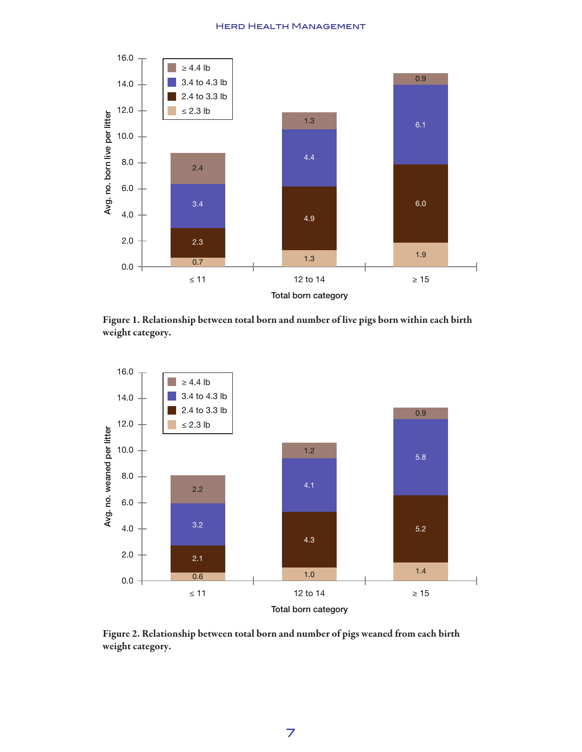16.0
14.0
12.0
10.0
8.0
6.0
4.0
2.0
0.0

Avg. no. born live per litter

≥ 4.4 lb
3.4 to 4.3 lb
2.4 to 3.3 lb
≤ 2.3 lb

2.4
3.4
2.3
0.7

1.3
4.4
4.9
1.3

0.9
6.1
6.0
1.9

≤ 11
12 to 14
≥ 15

Total born category

**Figure 1. Relationship between total born and number of live pigs born within each birth weight category.**

16.0
14.0
12.0
10.0
8.0
6.0
4.0
2.0
0.0

Avg. no. weaned per litter

≥ 4.4 lb
3.4 to 4.3 lb
2.4 to 3.3 lb
≤ 2.3 lb

2.2
3.2
2.1
0.6

1.2
4.1
4.3
1.0

0.9
5.8
5.2
1.4

≤ 11
12 to 14
≥ 15

Total born category

**Figure 2. Relationship between total born and number of pigs weaned from each birth weight category.**